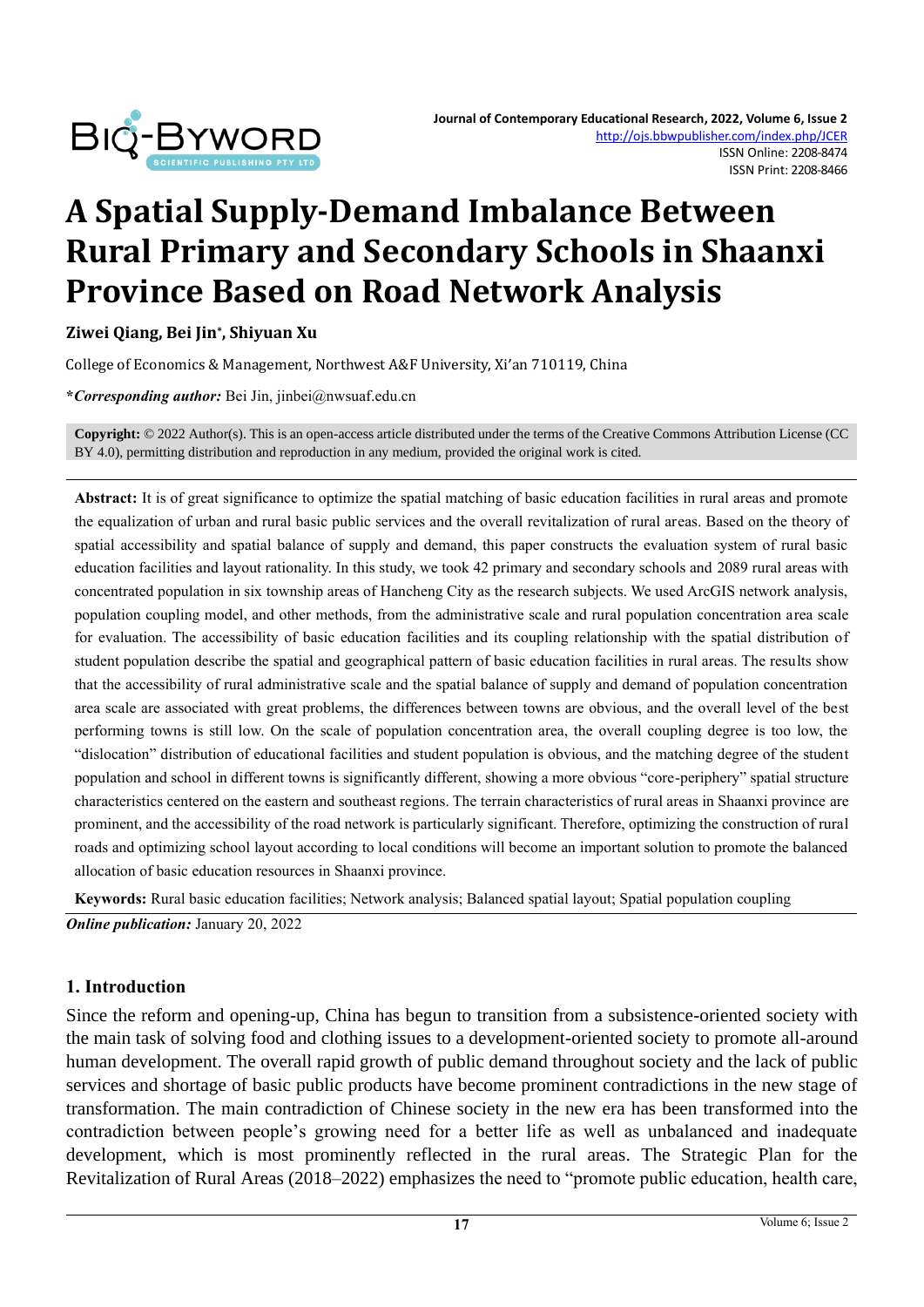# A Spatial Supply-Demand Imbalance Between Rural Primary and Secondary Schools in Shaanxi Province Based on Road Network Analysis

**Ziwei Qiang, Bei Jin*, Shiyuan Xu**

College of Economics & Management, Northwest A&F University, Xi'an 710119, China

***Corresponding author:*** Bei Jin, jinbei@nwsuaf.edu.cn

**Copyright:** © 2022 Author(s). This is an open-access article distributed under the terms of the Creative Commons Attribution License (CC BY 4.0), permitting distribution and reproduction in any medium, provided the original work is cited.

**Abstract:** It is of great significance to optimize the spatial matching of basic education facilities in rural areas and promote the equalization of urban and rural basic public services and the overall revitalization of rural areas. Based on the theory of spatial accessibility and spatial balance of supply and demand, this paper constructs the evaluation system of rural basic education facilities and layout rationality. In this study, we took 42 primary and secondary schools and 2089 rural areas with concentrated population in six township areas of Hancheng City as the research subjects. We used ArcGIS network analysis, population coupling model, and other methods, from the administrative scale and rural population concentration area scale for evaluation. The accessibility of basic education facilities and its coupling relationship with the spatial distribution of student population describe the spatial and geographical pattern of basic education facilities in rural areas. The results show that the accessibility of rural administrative scale and the spatial balance of supply and demand of population concentration area scale are associated with great problems, the differences between towns are obvious, and the overall level of the best performing towns is still low. On the scale of population concentration area, the overall coupling degree is too low, the "dislocation" distribution of educational facilities and student population is obvious, and the matching degree of the student population and school in different towns is significantly different, showing a more obvious "core-periphery" spatial structure characteristics centered on the eastern and southeast regions. The terrain characteristics of rural areas in Shaanxi province are prominent, and the accessibility of the road network is particularly significant. Therefore, optimizing the construction of rural roads and optimizing school layout according to local conditions will become an important solution to promote the balanced allocation of basic education resources in Shaanxi province.

**Keywords:** Rural basic education facilities; Network analysis; Balanced spatial layout; Spatial population coupling

***Online publication:*** January 20, 2022

## 1. Introduction

Since the reform and opening-up, China has begun to transition from a subsistence-oriented society with the main task of solving food and clothing issues to a development-oriented society to promote all-around human development. The overall rapid growth of public demand throughout society and the lack of public services and shortage of basic public products have become prominent contradictions in the new stage of transformation. The main contradiction of Chinese society in the new era has been transformed into the contradiction between people's growing need for a better life as well as unbalanced and inadequate development, which is most prominently reflected in the rural areas. The Strategic Plan for the Revitalization of Rural Areas (2018–2022) emphasizes the need to "promote public education, health care,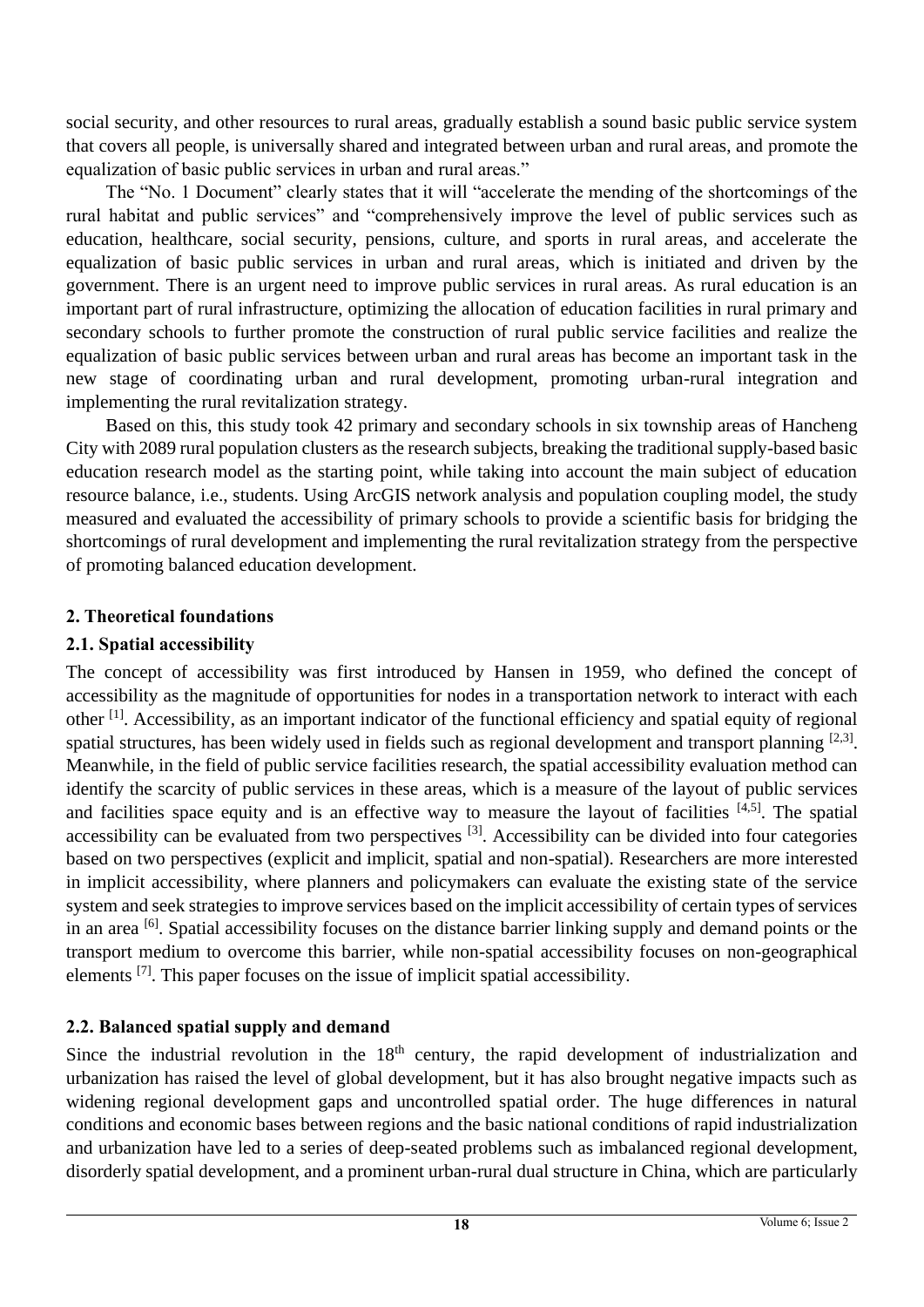social security, and other resources to rural areas, gradually establish a sound basic public service system that covers all people, is universally shared and integrated between urban and rural areas, and promote the equalization of basic public services in urban and rural areas."

The "No. 1 Document" clearly states that it will "accelerate the mending of the shortcomings of the rural habitat and public services" and "comprehensively improve the level of public services such as education, healthcare, social security, pensions, culture, and sports in rural areas, and accelerate the equalization of basic public services in urban and rural areas, which is initiated and driven by the government. There is an urgent need to improve public services in rural areas. As rural education is an important part of rural infrastructure, optimizing the allocation of education facilities in rural primary and secondary schools to further promote the construction of rural public service facilities and realize the equalization of basic public services between urban and rural areas has become an important task in the new stage of coordinating urban and rural development, promoting urban-rural integration and implementing the rural revitalization strategy.

Based on this, this study took 42 primary and secondary schools in six township areas of Hancheng City with 2089 rural population clusters as the research subjects, breaking the traditional supply-based basic education research model as the starting point, while taking into account the main subject of education resource balance, i.e., students. Using ArcGIS network analysis and population coupling model, the study measured and evaluated the accessibility of primary schools to provide a scientific basis for bridging the shortcomings of rural development and implementing the rural revitalization strategy from the perspective of promoting balanced education development.

## 2. Theoretical foundations

### 2.1. Spatial accessibility

The concept of accessibility was first introduced by Hansen in 1959, who defined the concept of accessibility as the magnitude of opportunities for nodes in a transportation network to interact with each other [1]. Accessibility, as an important indicator of the functional efficiency and spatial equity of regional spatial structures, has been widely used in fields such as regional development and transport planning [2,3]. Meanwhile, in the field of public service facilities research, the spatial accessibility evaluation method can identify the scarcity of public services in these areas, which is a measure of the layout of public services and facilities space equity and is an effective way to measure the layout of facilities [4,5]. The spatial accessibility can be evaluated from two perspectives [3]. Accessibility can be divided into four categories based on two perspectives (explicit and implicit, spatial and non-spatial). Researchers are more interested in implicit accessibility, where planners and policymakers can evaluate the existing state of the service system and seek strategies to improve services based on the implicit accessibility of certain types of services in an area [6]. Spatial accessibility focuses on the distance barrier linking supply and demand points or the transport medium to overcome this barrier, while non-spatial accessibility focuses on non-geographical elements [7]. This paper focuses on the issue of implicit spatial accessibility.

### 2.2. Balanced spatial supply and demand

Since the industrial revolution in the 18th century, the rapid development of industrialization and urbanization has raised the level of global development, but it has also brought negative impacts such as widening regional development gaps and uncontrolled spatial order. The huge differences in natural conditions and economic bases between regions and the basic national conditions of rapid industrialization and urbanization have led to a series of deep-seated problems such as imbalanced regional development, disorderly spatial development, and a prominent urban-rural dual structure in China, which are particularly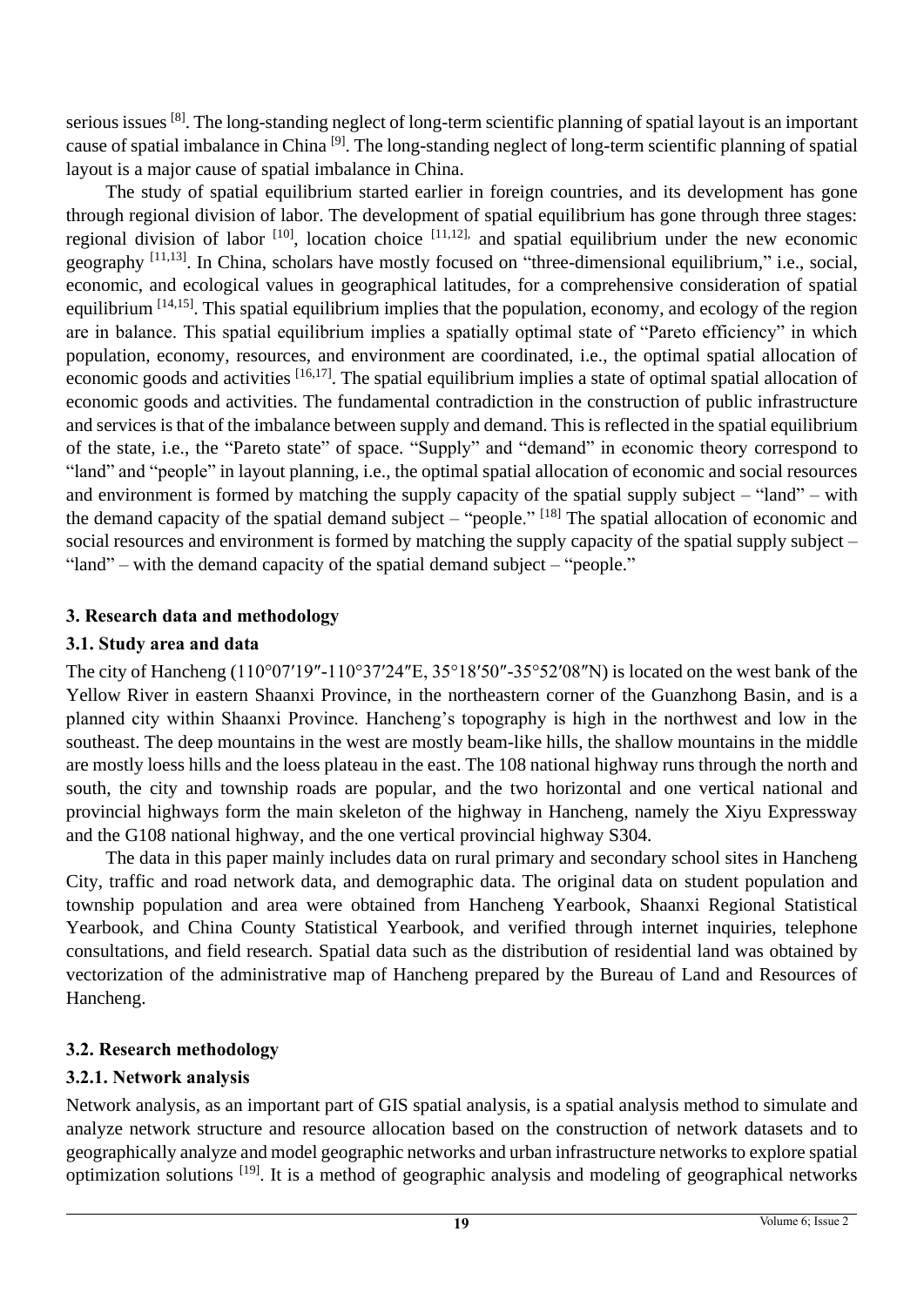serious issues [8]. The long-standing neglect of long-term scientific planning of spatial layout is an important cause of spatial imbalance in China [9]. The long-standing neglect of long-term scientific planning of spatial layout is a major cause of spatial imbalance in China.

The study of spatial equilibrium started earlier in foreign countries, and its development has gone through regional division of labor. The development of spatial equilibrium has gone through three stages: regional division of labor [10], location choice [11,12], and spatial equilibrium under the new economic geography [11,13]. In China, scholars have mostly focused on "three-dimensional equilibrium," i.e., social, economic, and ecological values in geographical latitudes, for a comprehensive consideration of spatial equilibrium [14,15]. This spatial equilibrium implies that the population, economy, and ecology of the region are in balance. This spatial equilibrium implies a spatially optimal state of "Pareto efficiency" in which population, economy, resources, and environment are coordinated, i.e., the optimal spatial allocation of economic goods and activities [16,17]. The spatial equilibrium implies a state of optimal spatial allocation of economic goods and activities. The fundamental contradiction in the construction of public infrastructure and services is that of the imbalance between supply and demand. This is reflected in the spatial equilibrium of the state, i.e., the "Pareto state" of space. "Supply" and "demand" in economic theory correspond to "land" and "people" in layout planning, i.e., the optimal spatial allocation of economic and social resources and environment is formed by matching the supply capacity of the spatial supply subject – "land" – with the demand capacity of the spatial demand subject – "people." [18] The spatial allocation of economic and social resources and environment is formed by matching the supply capacity of the spatial supply subject – "land" – with the demand capacity of the spatial demand subject – "people."

## 3. Research data and methodology

### 3.1. Study area and data

The city of Hancheng (110°07′19″-110°37′24″E, 35°18′50″-35°52′08″N) is located on the west bank of the Yellow River in eastern Shaanxi Province, in the northeastern corner of the Guanzhong Basin, and is a planned city within Shaanxi Province. Hancheng's topography is high in the northwest and low in the southeast. The deep mountains in the west are mostly beam-like hills, the shallow mountains in the middle are mostly loess hills and the loess plateau in the east. The 108 national highway runs through the north and south, the city and township roads are popular, and the two horizontal and one vertical national and provincial highways form the main skeleton of the highway in Hancheng, namely the Xiyu Expressway and the G108 national highway, and the one vertical provincial highway S304.

The data in this paper mainly includes data on rural primary and secondary school sites in Hancheng City, traffic and road network data, and demographic data. The original data on student population and township population and area were obtained from Hancheng Yearbook, Shaanxi Regional Statistical Yearbook, and China County Statistical Yearbook, and verified through internet inquiries, telephone consultations, and field research. Spatial data such as the distribution of residential land was obtained by vectorization of the administrative map of Hancheng prepared by the Bureau of Land and Resources of Hancheng.

### 3.2. Research methodology

#### 3.2.1. Network analysis

Network analysis, as an important part of GIS spatial analysis, is a spatial analysis method to simulate and analyze network structure and resource allocation based on the construction of network datasets and to geographically analyze and model geographic networks and urban infrastructure networks to explore spatial optimization solutions [19]. It is a method of geographic analysis and modeling of geographical networks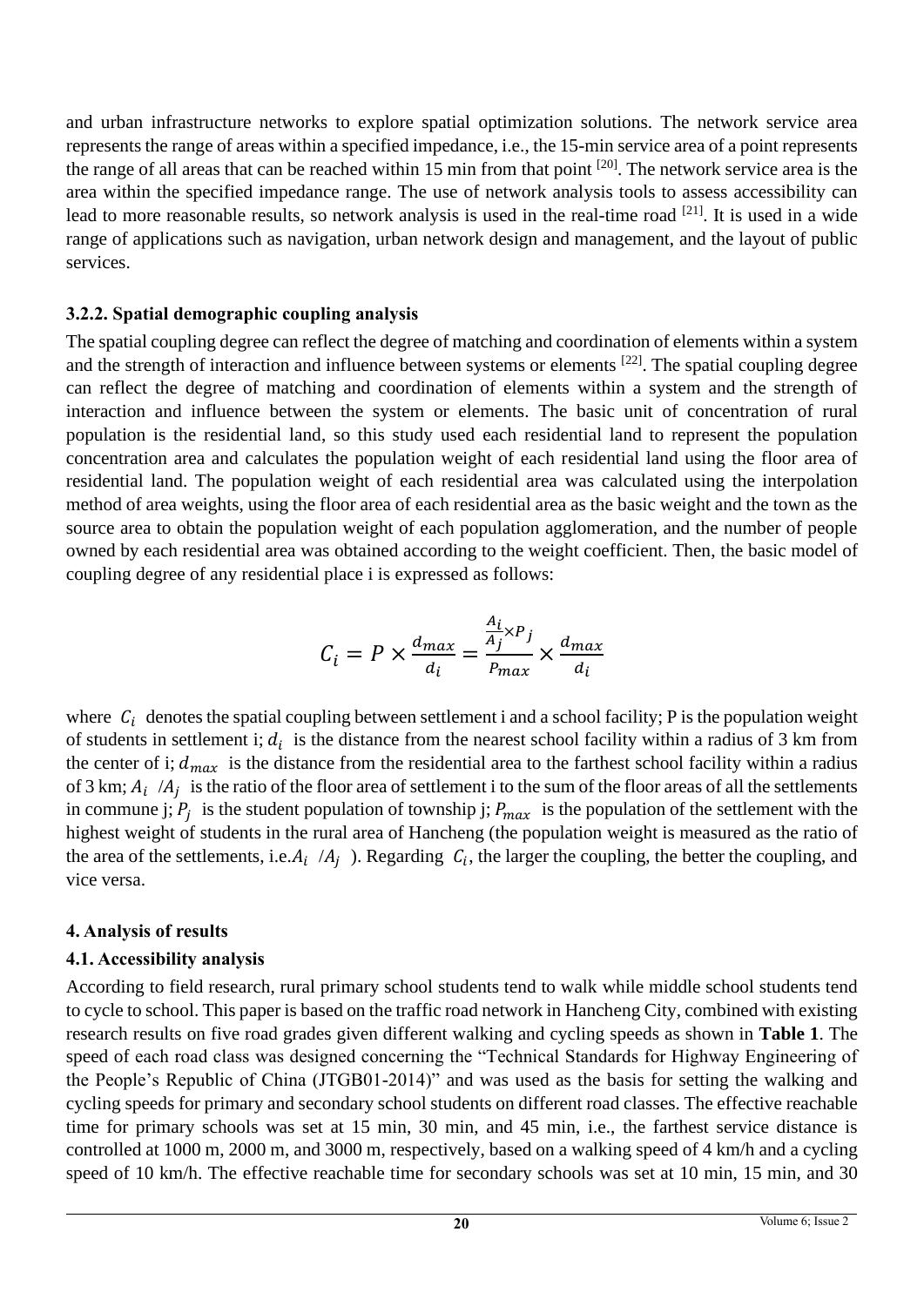and urban infrastructure networks to explore spatial optimization solutions. The network service area represents the range of areas within a specified impedance, i.e., the 15-min service area of a point represents the range of all areas that can be reached within 15 min from that point [20]. The network service area is the area within the specified impedance range. The use of network analysis tools to assess accessibility can lead to more reasonable results, so network analysis is used in the real-time road [21]. It is used in a wide range of applications such as navigation, urban network design and management, and the layout of public services.

### 3.2.2. Spatial demographic coupling analysis

The spatial coupling degree can reflect the degree of matching and coordination of elements within a system and the strength of interaction and influence between systems or elements [22]. The spatial coupling degree can reflect the degree of matching and coordination of elements within a system and the strength of interaction and influence between the system or elements. The basic unit of concentration of rural population is the residential land, so this study used each residential land to represent the population concentration area and calculates the population weight of each residential land using the floor area of residential land. The population weight of each residential area was calculated using the interpolation method of area weights, using the floor area of each residential area as the basic weight and the town as the source area to obtain the population weight of each population agglomeration, and the number of people owned by each residential area was obtained according to the weight coefficient. Then, the basic model of coupling degree of any residential place i is expressed as follows:

$$C_i = P \times \frac{d_{max}}{d_i} = \frac{\frac{A_i}{A_j} \times P_j}{P_{max}} \times \frac{d_{max}}{d_i}$$

where $C_i$ denotes the spatial coupling between settlement i and a school facility; P is the population weight of students in settlement i; $d_i$ is the distance from the nearest school facility within a radius of 3 km from the center of i; $d_{max}$ is the distance from the residential area to the farthest school facility within a radius of 3 km; $A_i$ /$A_j$ is the ratio of the floor area of settlement i to the sum of the floor areas of all the settlements in commune j; $P_j$ is the student population of township j; $P_{max}$ is the population of the settlement with the highest weight of students in the rural area of Hancheng (the population weight is measured as the ratio of the area of the settlements, i.e.$A_i$ /$A_j$ ). Regarding $C_i$, the larger the coupling, the better the coupling, and vice versa.

## 4. Analysis of results

### 4.1. Accessibility analysis

According to field research, rural primary school students tend to walk while middle school students tend to cycle to school. This paper is based on the traffic road network in Hancheng City, combined with existing research results on five road grades given different walking and cycling speeds as shown in **Table 1**. The speed of each road class was designed concerning the "Technical Standards for Highway Engineering of the People's Republic of China (JTGB01-2014)" and was used as the basis for setting the walking and cycling speeds for primary and secondary school students on different road classes. The effective reachable time for primary schools was set at 15 min, 30 min, and 45 min, i.e., the farthest service distance is controlled at 1000 m, 2000 m, and 3000 m, respectively, based on a walking speed of 4 km/h and a cycling speed of 10 km/h. The effective reachable time for secondary schools was set at 10 min, 15 min, and 30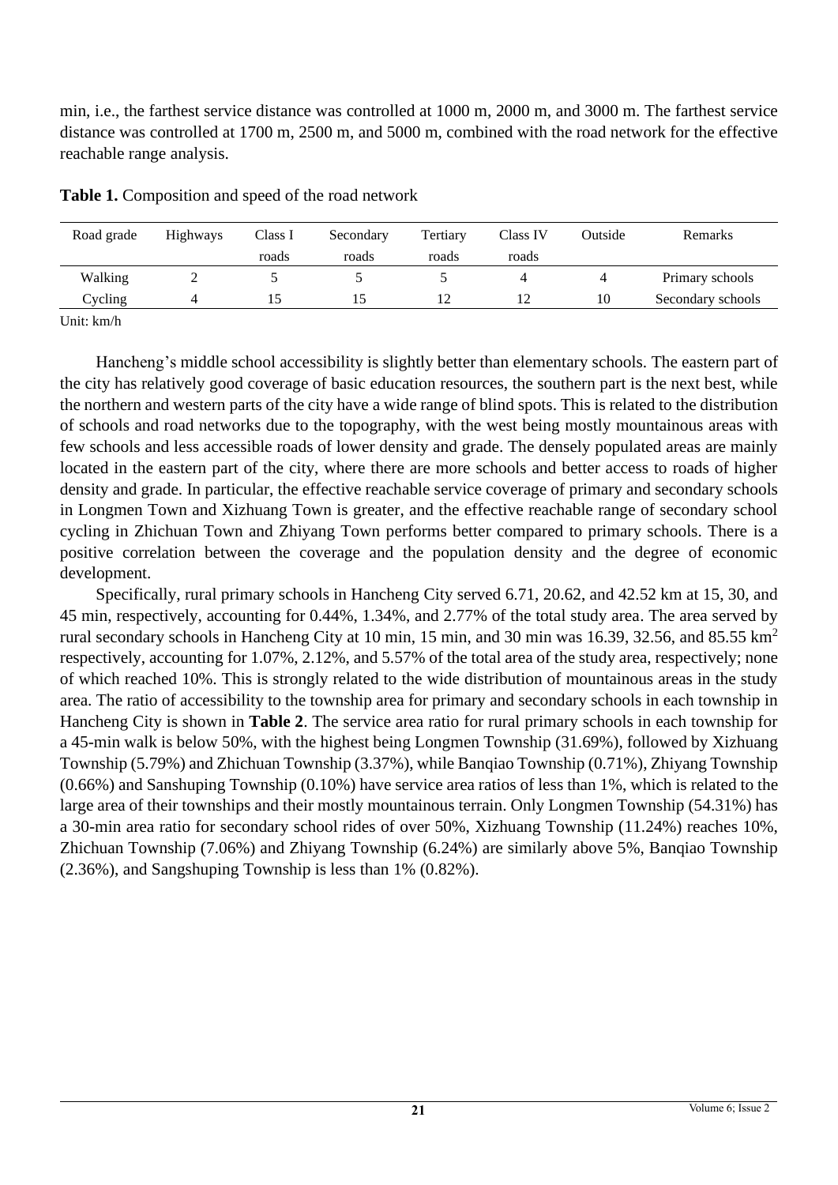min, i.e., the farthest service distance was controlled at 1000 m, 2000 m, and 3000 m. The farthest service distance was controlled at 1700 m, 2500 m, and 5000 m, combined with the road network for the effective reachable range analysis.

**Table 1.** Composition and speed of the road network

| Road grade | Highways | Class I roads | Secondary roads | Tertiary roads | Class IV roads | Outside | Remarks |
|---|---|---|---|---|---|---|---|
| Walking | 2 | 5 | 5 | 5 | 4 | 4 | Primary schools |
| Cycling | 4 | 15 | 15 | 12 | 12 | 10 | Secondary schools |

Unit: km/h

Hancheng's middle school accessibility is slightly better than elementary schools. The eastern part of the city has relatively good coverage of basic education resources, the southern part is the next best, while the northern and western parts of the city have a wide range of blind spots. This is related to the distribution of schools and road networks due to the topography, with the west being mostly mountainous areas with few schools and less accessible roads of lower density and grade. The densely populated areas are mainly located in the eastern part of the city, where there are more schools and better access to roads of higher density and grade. In particular, the effective reachable service coverage of primary and secondary schools in Longmen Town and Xizhuang Town is greater, and the effective reachable range of secondary school cycling in Zhichuan Town and Zhiyang Town performs better compared to primary schools. There is a positive correlation between the coverage and the population density and the degree of economic development.

Specifically, rural primary schools in Hancheng City served 6.71, 20.62, and 42.52 km at 15, 30, and 45 min, respectively, accounting for 0.44%, 1.34%, and 2.77% of the total study area. The area served by rural secondary schools in Hancheng City at 10 min, 15 min, and 30 min was 16.39, 32.56, and 85.55 km$^2$ respectively, accounting for 1.07%, 2.12%, and 5.57% of the total area of the study area, respectively; none of which reached 10%. This is strongly related to the wide distribution of mountainous areas in the study area. The ratio of accessibility to the township area for primary and secondary schools in each township in Hancheng City is shown in **Table 2**. The service area ratio for rural primary schools in each township for a 45-min walk is below 50%, with the highest being Longmen Township (31.69%), followed by Xizhuang Township (5.79%) and Zhichuan Township (3.37%), while Banqiao Township (0.71%), Zhiyang Township (0.66%) and Sanshuping Township (0.10%) have service area ratios of less than 1%, which is related to the large area of their townships and their mostly mountainous terrain. Only Longmen Township (54.31%) has a 30-min area ratio for secondary school rides of over 50%, Xizhuang Township (11.24%) reaches 10%, Zhichuan Township (7.06%) and Zhiyang Township (6.24%) are similarly above 5%, Banqiao Township (2.36%), and Sangshuping Township is less than 1% (0.82%).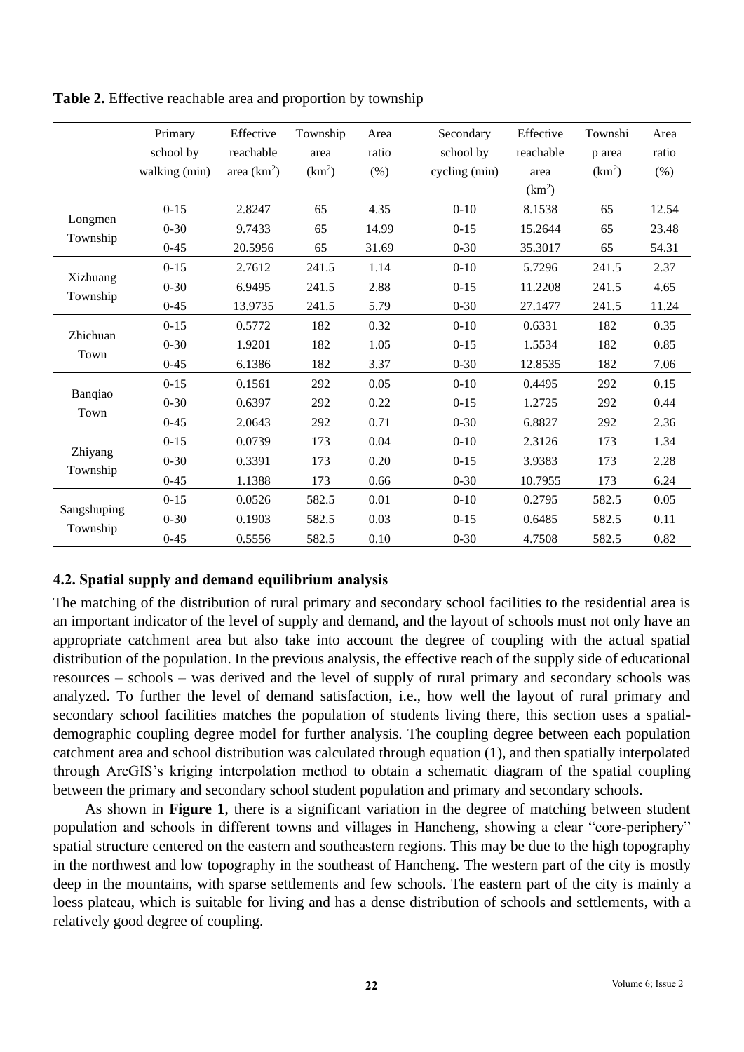**Table 2.** Effective reachable area and proportion by township

| | Primary school by walking (min) | Effective reachable area ($km^2$) | Township area ($km^2$) | Area ratio (%) | Secondary school by cycling (min) | Effective reachable area ($km^2$) | Township area ($km^2$) | Area ratio (%) |
|---|---|---|---|---|---|---|---|---|
| Longmen Township | 0-15 | 2.8247 | 65 | 4.35 | 0-10 | 8.1538 | 65 | 12.54 |
| | 0-30 | 9.7433 | 65 | 14.99 | 0-15 | 15.2644 | 65 | 23.48 |
| | 0-45 | 20.5956 | 65 | 31.69 | 0-30 | 35.3017 | 65 | 54.31 |
| Xizhuang Township | 0-15 | 2.7612 | 241.5 | 1.14 | 0-10 | 5.7296 | 241.5 | 2.37 |
| | 0-30 | 6.9495 | 241.5 | 2.88 | 0-15 | 11.2208 | 241.5 | 4.65 |
| | 0-45 | 13.9735 | 241.5 | 5.79 | 0-30 | 27.1477 | 241.5 | 11.24 |
| Zhichuan Town | 0-15 | 0.5772 | 182 | 0.32 | 0-10 | 0.6331 | 182 | 0.35 |
| | 0-30 | 1.9201 | 182 | 1.05 | 0-15 | 1.5534 | 182 | 0.85 |
| | 0-45 | 6.1386 | 182 | 3.37 | 0-30 | 12.8535 | 182 | 7.06 |
| Banqiao Town | 0-15 | 0.1561 | 292 | 0.05 | 0-10 | 0.4495 | 292 | 0.15 |
| | 0-30 | 0.6397 | 292 | 0.22 | 0-15 | 1.2725 | 292 | 0.44 |
| | 0-45 | 2.0643 | 292 | 0.71 | 0-30 | 6.8827 | 292 | 2.36 |
| Zhiyang Township | 0-15 | 0.0739 | 173 | 0.04 | 0-10 | 2.3126 | 173 | 1.34 |
| | 0-30 | 0.3391 | 173 | 0.20 | 0-15 | 3.9383 | 173 | 2.28 |
| | 0-45 | 1.1388 | 173 | 0.66 | 0-30 | 10.7955 | 173 | 6.24 |
| Sangshuping Township | 0-15 | 0.0526 | 582.5 | 0.01 | 0-10 | 0.2795 | 582.5 | 0.05 |
| | 0-30 | 0.1903 | 582.5 | 0.03 | 0-15 | 0.6485 | 582.5 | 0.11 |
| | 0-45 | 0.5556 | 582.5 | 0.10 | 0-30 | 4.7508 | 582.5 | 0.82 |

### 4.2. Spatial supply and demand equilibrium analysis

The matching of the distribution of rural primary and secondary school facilities to the residential area is an important indicator of the level of supply and demand, and the layout of schools must not only have an appropriate catchment area but also take into account the degree of coupling with the actual spatial distribution of the population. In the previous analysis, the effective reach of the supply side of educational resources – schools – was derived and the level of supply of rural primary and secondary schools was analyzed. To further the level of demand satisfaction, i.e., how well the layout of rural primary and secondary school facilities matches the population of students living there, this section uses a spatial-demographic coupling degree model for further analysis. The coupling degree between each population catchment area and school distribution was calculated through equation (1), and then spatially interpolated through ArcGIS's kriging interpolation method to obtain a schematic diagram of the spatial coupling between the primary and secondary school student population and primary and secondary schools.

As shown in **Figure 1**, there is a significant variation in the degree of matching between student population and schools in different towns and villages in Hancheng, showing a clear "core-periphery" spatial structure centered on the eastern and southeastern regions. This may be due to the high topography in the northwest and low topography in the southeast of Hancheng. The western part of the city is mostly deep in the mountains, with sparse settlements and few schools. The eastern part of the city is mainly a loess plateau, which is suitable for living and has a dense distribution of schools and settlements, with a relatively good degree of coupling.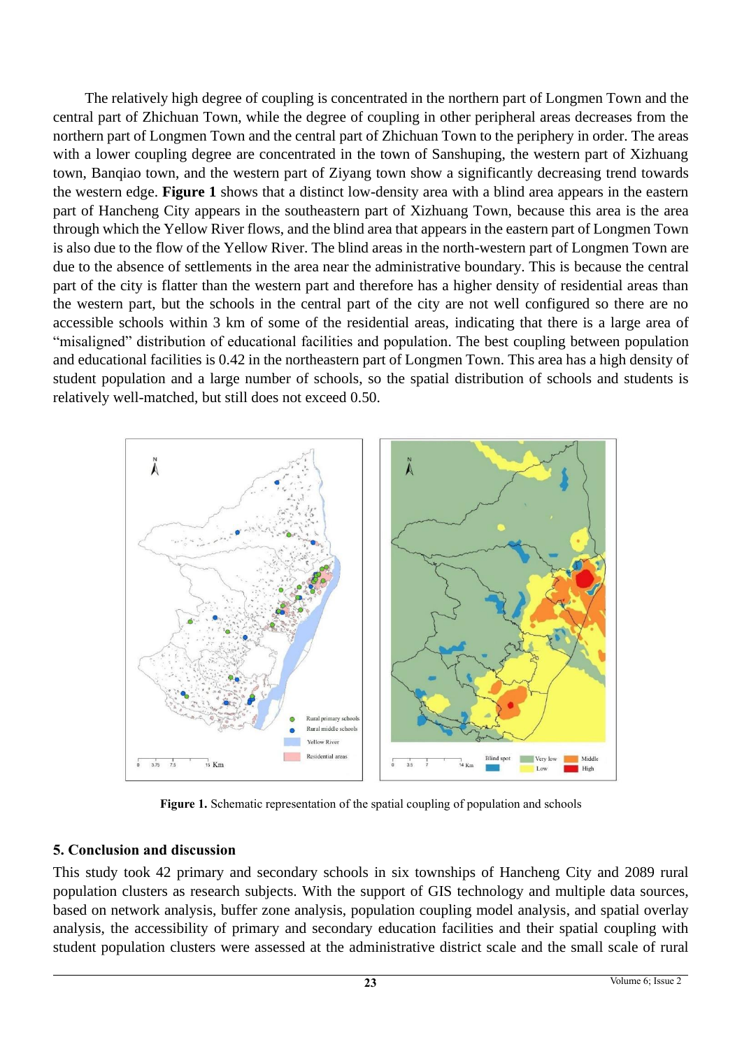The relatively high degree of coupling is concentrated in the northern part of Longmen Town and the central part of Zhichuan Town, while the degree of coupling in other peripheral areas decreases from the northern part of Longmen Town and the central part of Zhichuan Town to the periphery in order. The areas with a lower coupling degree are concentrated in the town of Sanshuping, the western part of Xizhuang town, Banqiao town, and the western part of Ziyang town show a significantly decreasing trend towards the western edge. **Figure 1** shows that a distinct low-density area with a blind area appears in the eastern part of Hancheng City appears in the southeastern part of Xizhuang Town, because this area is the area through which the Yellow River flows, and the blind area that appears in the eastern part of Longmen Town is also due to the flow of the Yellow River. The blind areas in the north-western part of Longmen Town are due to the absence of settlements in the area near the administrative boundary. This is because the central part of the city is flatter than the western part and therefore has a higher density of residential areas than the western part, but the schools in the central part of the city are not well configured so there are no accessible schools within 3 km of some of the residential areas, indicating that there is a large area of "misaligned" distribution of educational facilities and population. The best coupling between population and educational facilities is 0.42 in the northeastern part of Longmen Town. This area has a high density of student population and a large number of schools, so the spatial distribution of schools and students is relatively well-matched, but still does not exceed 0.50.

**Figure 1.** Schematic representation of the spatial coupling of population and schools

## 5. Conclusion and discussion

This study took 42 primary and secondary schools in six townships of Hancheng City and 2089 rural population clusters as research subjects. With the support of GIS technology and multiple data sources, based on network analysis, buffer zone analysis, population coupling model analysis, and spatial overlay analysis, the accessibility of primary and secondary education facilities and their spatial coupling with student population clusters were assessed at the administrative district scale and the small scale of rural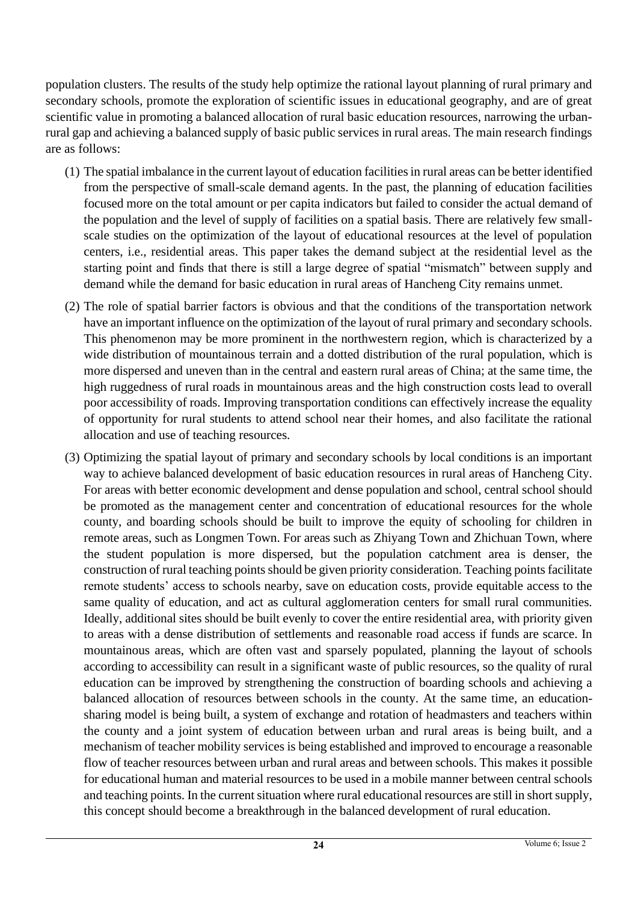population clusters. The results of the study help optimize the rational layout planning of rural primary and secondary schools, promote the exploration of scientific issues in educational geography, and are of great scientific value in promoting a balanced allocation of rural basic education resources, narrowing the urban-rural gap and achieving a balanced supply of basic public services in rural areas. The main research findings are as follows:

(1) The spatial imbalance in the current layout of education facilities in rural areas can be better identified from the perspective of small-scale demand agents. In the past, the planning of education facilities focused more on the total amount or per capita indicators but failed to consider the actual demand of the population and the level of supply of facilities on a spatial basis. There are relatively few small-scale studies on the optimization of the layout of educational resources at the level of population centers, i.e., residential areas. This paper takes the demand subject at the residential level as the starting point and finds that there is still a large degree of spatial "mismatch" between supply and demand while the demand for basic education in rural areas of Hancheng City remains unmet.

(2) The role of spatial barrier factors is obvious and that the conditions of the transportation network have an important influence on the optimization of the layout of rural primary and secondary schools. This phenomenon may be more prominent in the northwestern region, which is characterized by a wide distribution of mountainous terrain and a dotted distribution of the rural population, which is more dispersed and uneven than in the central and eastern rural areas of China; at the same time, the high ruggedness of rural roads in mountainous areas and the high construction costs lead to overall poor accessibility of roads. Improving transportation conditions can effectively increase the equality of opportunity for rural students to attend school near their homes, and also facilitate the rational allocation and use of teaching resources.

(3) Optimizing the spatial layout of primary and secondary schools by local conditions is an important way to achieve balanced development of basic education resources in rural areas of Hancheng City. For areas with better economic development and dense population and school, central school should be promoted as the management center and concentration of educational resources for the whole county, and boarding schools should be built to improve the equity of schooling for children in remote areas, such as Longmen Town. For areas such as Zhiyang Town and Zhichuan Town, where the student population is more dispersed, but the population catchment area is denser, the construction of rural teaching points should be given priority consideration. Teaching points facilitate remote students' access to schools nearby, save on education costs, provide equitable access to the same quality of education, and act as cultural agglomeration centers for small rural communities. Ideally, additional sites should be built evenly to cover the entire residential area, with priority given to areas with a dense distribution of settlements and reasonable road access if funds are scarce. In mountainous areas, which are often vast and sparsely populated, planning the layout of schools according to accessibility can result in a significant waste of public resources, so the quality of rural education can be improved by strengthening the construction of boarding schools and achieving a balanced allocation of resources between schools in the county. At the same time, an education-sharing model is being built, a system of exchange and rotation of headmasters and teachers within the county and a joint system of education between urban and rural areas is being built, and a mechanism of teacher mobility services is being established and improved to encourage a reasonable flow of teacher resources between urban and rural areas and between schools. This makes it possible for educational human and material resources to be used in a mobile manner between central schools and teaching points. In the current situation where rural educational resources are still in short supply, this concept should become a breakthrough in the balanced development of rural education.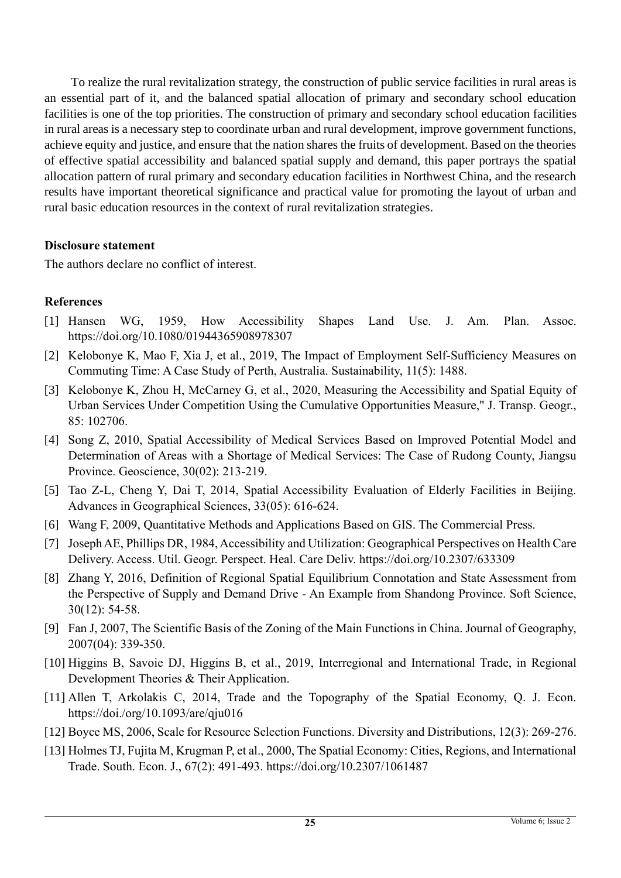To realize the rural revitalization strategy, the construction of public service facilities in rural areas is an essential part of it, and the balanced spatial allocation of primary and secondary school education facilities is one of the top priorities. The construction of primary and secondary school education facilities in rural areas is a necessary step to coordinate urban and rural development, improve government functions, achieve equity and justice, and ensure that the nation shares the fruits of development. Based on the theories of effective spatial accessibility and balanced spatial supply and demand, this paper portrays the spatial allocation pattern of rural primary and secondary education facilities in Northwest China, and the research results have important theoretical significance and practical value for promoting the layout of urban and rural basic education resources in the context of rural revitalization strategies.

**Disclosure statement**

The authors declare no conflict of interest.

**References**

[1] Hansen WG, 1959, How Accessibility Shapes Land Use. J. Am. Plan. Assoc. https://doi.org/10.1080/01944365908978307

[2] Kelobonye K, Mao F, Xia J, et al., 2019, The Impact of Employment Self-Sufficiency Measures on Commuting Time: A Case Study of Perth, Australia. Sustainability, 11(5): 1488.

[3] Kelobonye K, Zhou H, McCarney G, et al., 2020, Measuring the Accessibility and Spatial Equity of Urban Services Under Competition Using the Cumulative Opportunities Measure," J. Transp. Geogr., 85: 102706.

[4] Song Z, 2010, Spatial Accessibility of Medical Services Based on Improved Potential Model and Determination of Areas with a Shortage of Medical Services: The Case of Rudong County, Jiangsu Province. Geoscience, 30(02): 213-219.

[5] Tao Z-L, Cheng Y, Dai T, 2014, Spatial Accessibility Evaluation of Elderly Facilities in Beijing. Advances in Geographical Sciences, 33(05): 616-624.

[6] Wang F, 2009, Quantitative Methods and Applications Based on GIS. The Commercial Press.

[7] Joseph AE, Phillips DR, 1984, Accessibility and Utilization: Geographical Perspectives on Health Care Delivery. Access. Util. Geogr. Perspect. Heal. Care Deliv. https://doi.org/10.2307/633309

[8] Zhang Y, 2016, Definition of Regional Spatial Equilibrium Connotation and State Assessment from the Perspective of Supply and Demand Drive - An Example from Shandong Province. Soft Science, 30(12): 54-58.

[9] Fan J, 2007, The Scientific Basis of the Zoning of the Main Functions in China. Journal of Geography, 2007(04): 339-350.

[10] Higgins B, Savoie DJ, Higgins B, et al., 2019, Interregional and International Trade, in Regional Development Theories & Their Application.

[11] Allen T, Arkolakis C, 2014, Trade and the Topography of the Spatial Economy, Q. J. Econ. https://doi./org/10.1093/are/qju016

[12] Boyce MS, 2006, Scale for Resource Selection Functions. Diversity and Distributions, 12(3): 269-276.

[13] Holmes TJ, Fujita M, Krugman P, et al., 2000, The Spatial Economy: Cities, Regions, and International Trade. South. Econ. J., 67(2): 491-493. https://doi.org/10.2307/1061487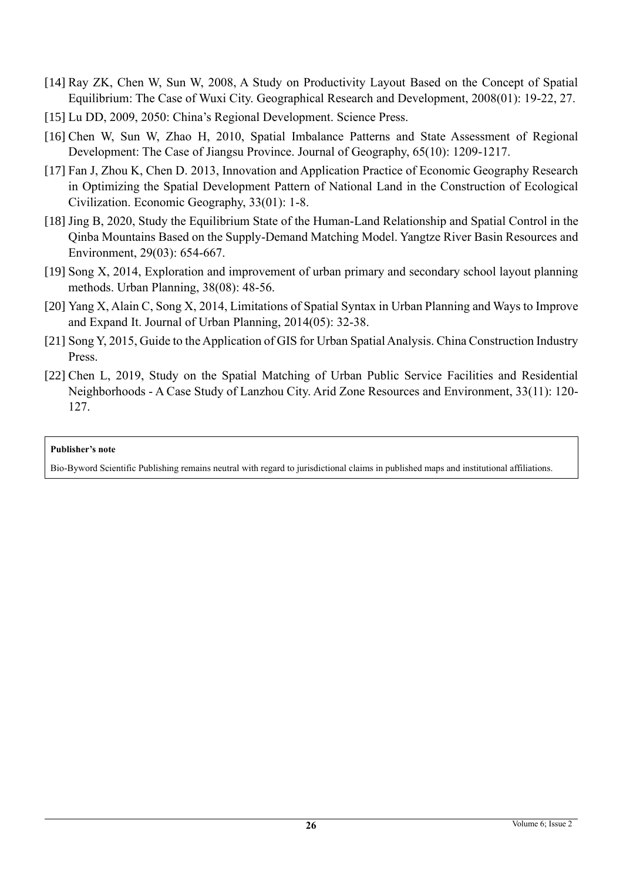[14] Ray ZK, Chen W, Sun W, 2008, A Study on Productivity Layout Based on the Concept of Spatial Equilibrium: The Case of Wuxi City. Geographical Research and Development, 2008(01): 19-22, 27.

[15] Lu DD, 2009, 2050: China's Regional Development. Science Press.

[16] Chen W, Sun W, Zhao H, 2010, Spatial Imbalance Patterns and State Assessment of Regional Development: The Case of Jiangsu Province. Journal of Geography, 65(10): 1209-1217.

[17] Fan J, Zhou K, Chen D. 2013, Innovation and Application Practice of Economic Geography Research in Optimizing the Spatial Development Pattern of National Land in the Construction of Ecological Civilization. Economic Geography, 33(01): 1-8.

[18] Jing B, 2020, Study the Equilibrium State of the Human-Land Relationship and Spatial Control in the Qinba Mountains Based on the Supply-Demand Matching Model. Yangtze River Basin Resources and Environment, 29(03): 654-667.

[19] Song X, 2014, Exploration and improvement of urban primary and secondary school layout planning methods. Urban Planning, 38(08): 48-56.

[20] Yang X, Alain C, Song X, 2014, Limitations of Spatial Syntax in Urban Planning and Ways to Improve and Expand It. Journal of Urban Planning, 2014(05): 32-38.

[21] Song Y, 2015, Guide to the Application of GIS for Urban Spatial Analysis. China Construction Industry Press.

[22] Chen L, 2019, Study on the Spatial Matching of Urban Public Service Facilities and Residential Neighborhoods - A Case Study of Lanzhou City. Arid Zone Resources and Environment, 33(11): 120-127.

**Publisher's note**

Bio-Byword Scientific Publishing remains neutral with regard to jurisdictional claims in published maps and institutional affiliations.